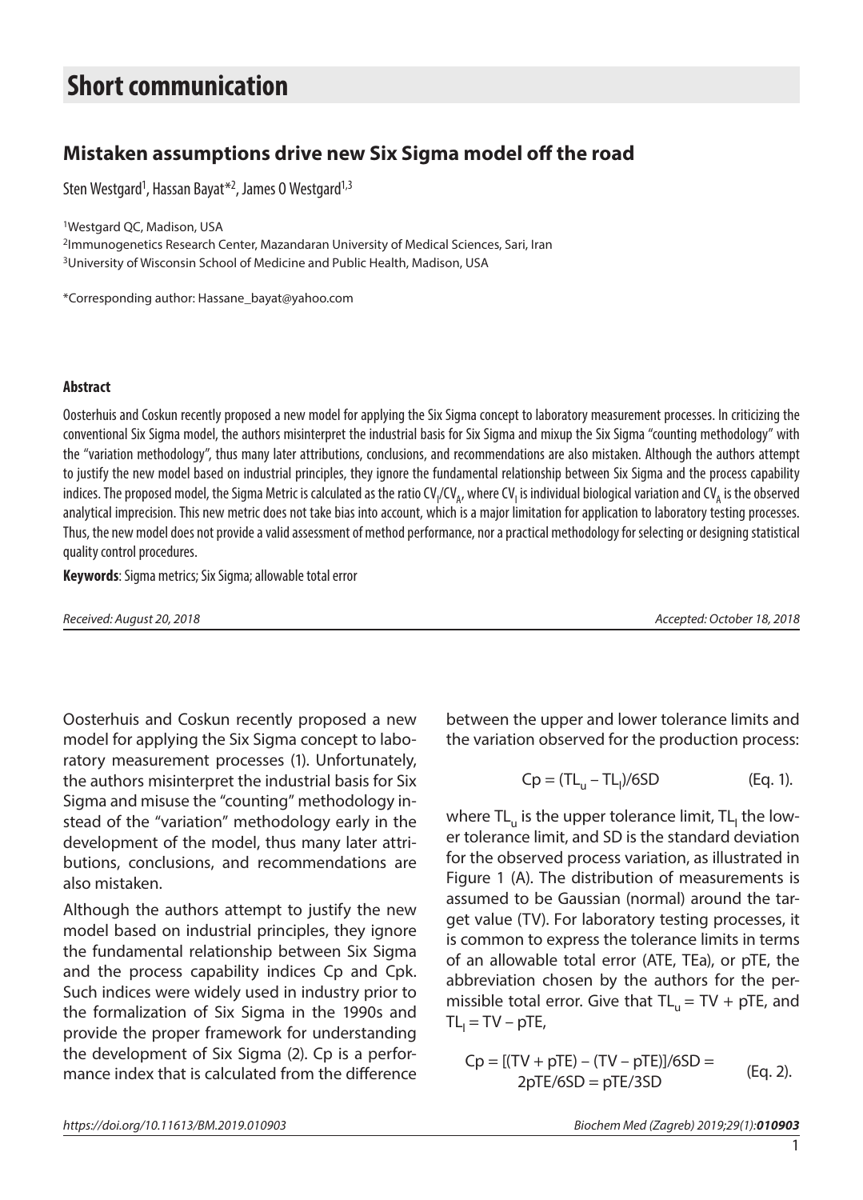# Short communication

## Mistaken assumptions drive new Six Sigma model off the road

Sten Westgard[1], Hassan Bayat*[2], James O Westgard[1,3]

[1]Westgard QC, Madison, USA
[2]Immunogenetics Research Center, Mazandaran University of Medical Sciences, Sari, Iran
[3]University of Wisconsin School of Medicine and Public Health, Madison, USA

*Corresponding author: Hassane_bayat@yahoo.com

#### Abstract

Oosterhuis and Coskun recently proposed a new model for applying the Six Sigma concept to laboratory measurement processes. In criticizing the conventional Six Sigma model, the authors misinterpret the industrial basis for Six Sigma and mixup the Six Sigma "counting methodology" with the "variation methodology", thus many later attributions, conclusions, and recommendations are also mistaken. Although the authors attempt to justify the new model based on industrial principles, they ignore the fundamental relationship between Six Sigma and the process capability indices. The proposed model, the Sigma Metric is calculated as the ratio $CV_I/CV_A$, where $CV_I$ is individual biological variation and $CV_A$ is the observed analytical imprecision. This new metric does not take bias into account, which is a major limitation for application to laboratory testing processes. Thus, the new model does not provide a valid assessment of method performance, nor a practical methodology for selecting or designing statistical quality control procedures.

**Keywords**: Sigma metrics; Six Sigma; allowable total error

*Received: August 20, 2018* *Accepted: October 18, 2018*

Oosterhuis and Coskun recently proposed a new model for applying the Six Sigma concept to laboratory measurement processes (1). Unfortunately, the authors misinterpret the industrial basis for Six Sigma and misuse the "counting" methodology instead of the "variation" methodology early in the development of the model, thus many later attributions, conclusions, and recommendations are also mistaken.

Although the authors attempt to justify the new model based on industrial principles, they ignore the fundamental relationship between Six Sigma and the process capability indices Cp and Cpk. Such indices were widely used in industry prior to the formalization of Six Sigma in the 1990s and provide the proper framework for understanding the development of Six Sigma (2). Cp is a performance index that is calculated from the difference between the upper and lower tolerance limits and the variation observed for the production process:

$$Cp = (TL_u - TL_l)/6SD \qquad \text{(Eq. 1).}$$

where $TL_u$ is the upper tolerance limit, $TL_l$ the lower tolerance limit, and SD is the standard deviation for the observed process variation, as illustrated in Figure 1 (A). The distribution of measurements is assumed to be Gaussian (normal) around the target value (TV). For laboratory testing processes, it is common to express the tolerance limits in terms of an allowable total error (ATE, TEa), or pTE, the abbreviation chosen by the authors for the permissible total error. Give that $TL_u = TV + pTE$, and $TL_l = TV - pTE$,

$$Cp = [(TV + pTE) - (TV - pTE)]/6SD = 2pTE/6SD = pTE/3SD \qquad \text{(Eq. 2).}$$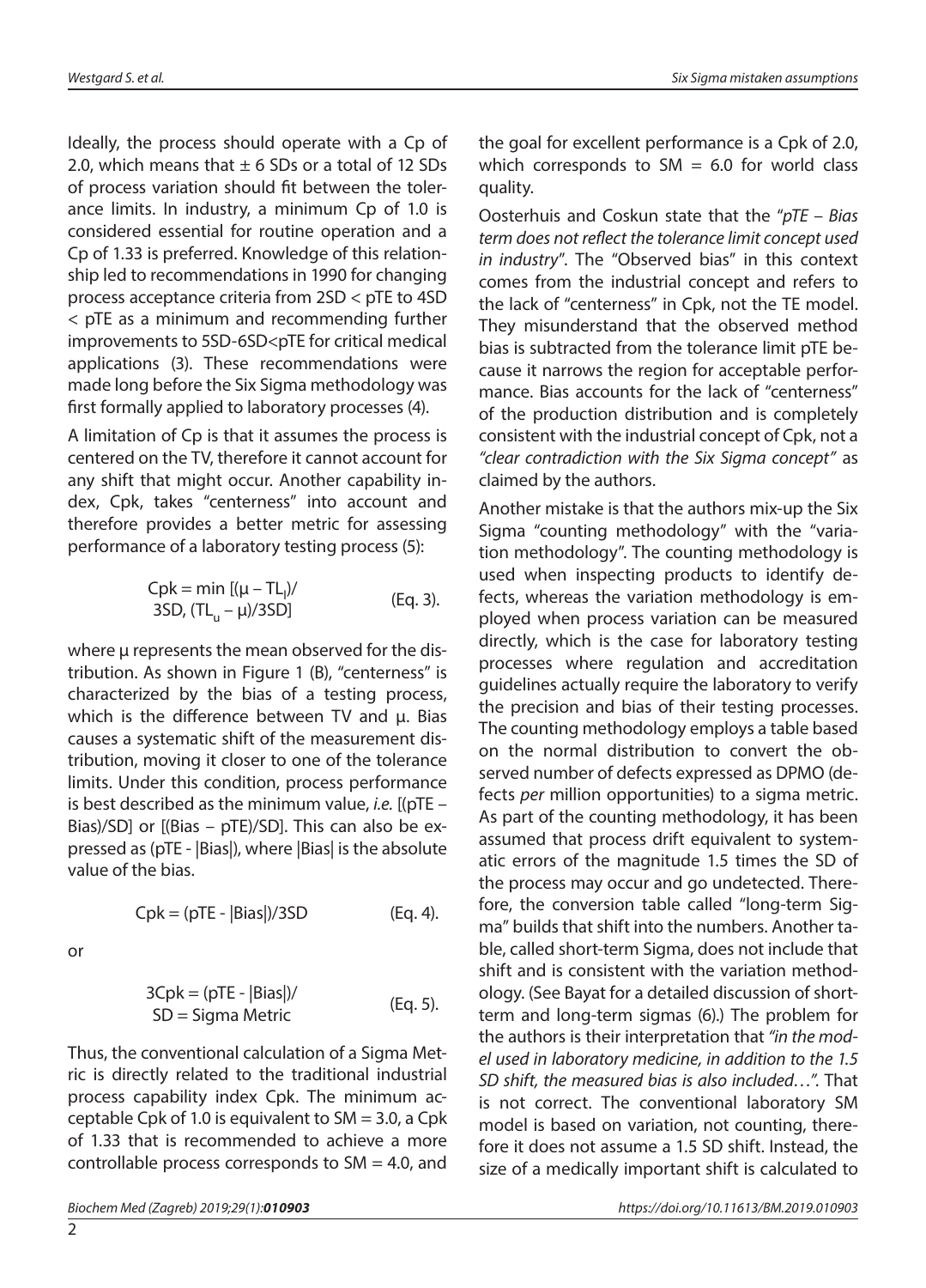Ideally, the process should operate with a Cp of 2.0, which means that ± 6 SDs or a total of 12 SDs of process variation should fit between the tolerance limits. In industry, a minimum Cp of 1.0 is considered essential for routine operation and a Cp of 1.33 is preferred. Knowledge of this relationship led to recommendations in 1990 for changing process acceptance criteria from 2SD < pTE to 4SD < pTE as a minimum and recommending further improvements to 5SD-6SD<pTE for critical medical applications (3). These recommendations were made long before the Six Sigma methodology was first formally applied to laboratory processes (4).

A limitation of Cp is that it assumes the process is centered on the TV, therefore it cannot account for any shift that might occur. Another capability index, Cpk, takes "centerness" into account and therefore provides a better metric for assessing performance of a laboratory testing process (5):

$$\text{Cpk} = \min \left[(\mu - TL_l)/3SD, (TL_u - \mu)/3SD\right] \quad \text{(Eq. 3).}$$

where µ represents the mean observed for the distribution. As shown in Figure 1 (B), "centerness" is characterized by the bias of a testing process, which is the difference between TV and µ. Bias causes a systematic shift of the measurement distribution, moving it closer to one of the tolerance limits. Under this condition, process performance is best described as the minimum value, *i.e.* [(pTE – Bias)/SD] or [(Bias – pTE)/SD]. This can also be expressed as (pTE - |Bias|), where |Bias| is the absolute value of the bias.

$$\text{Cpk} = (\text{pTE} - |\text{Bias}|)/3SD \quad \text{(Eq. 4).}$$

or

$$3\text{Cpk} = (\text{pTE} - |\text{Bias}|)/SD = \text{Sigma Metric} \quad \text{(Eq. 5).}$$

Thus, the conventional calculation of a Sigma Metric is directly related to the traditional industrial process capability index Cpk. The minimum acceptable Cpk of 1.0 is equivalent to SM = 3.0, a Cpk of 1.33 that is recommended to achieve a more controllable process corresponds to SM = 4.0, and the goal for excellent performance is a Cpk of 2.0, which corresponds to SM = 6.0 for world class quality.

Oosterhuis and Coskun state that the "*pTE – Bias term does not reflect the tolerance limit concept used in industry*". The "Observed bias" in this context comes from the industrial concept and refers to the lack of "centerness" in Cpk, not the TE model. They misunderstand that the observed method bias is subtracted from the tolerance limit pTE because it narrows the region for acceptable performance. Bias accounts for the lack of "centerness" of the production distribution and is completely consistent with the industrial concept of Cpk, not a *"clear contradiction with the Six Sigma concept"* as claimed by the authors.

Another mistake is that the authors mix-up the Six Sigma "counting methodology" with the "variation methodology". The counting methodology is used when inspecting products to identify defects, whereas the variation methodology is employed when process variation can be measured directly, which is the case for laboratory testing processes where regulation and accreditation guidelines actually require the laboratory to verify the precision and bias of their testing processes. The counting methodology employs a table based on the normal distribution to convert the observed number of defects expressed as DPMO (defects *per* million opportunities) to a sigma metric. As part of the counting methodology, it has been assumed that process drift equivalent to systematic errors of the magnitude 1.5 times the SD of the process may occur and go undetected. Therefore, the conversion table called "long-term Sigma" builds that shift into the numbers. Another table, called short-term Sigma, does not include that shift and is consistent with the variation methodology. (See Bayat for a detailed discussion of short-term and long-term sigmas (6).) The problem for the authors is their interpretation that *"in the model used in laboratory medicine, in addition to the 1.5 SD shift, the measured bias is also included…"*. That is not correct. The conventional laboratory SM model is based on variation, not counting, therefore it does not assume a 1.5 SD shift. Instead, the size of a medically important shift is calculated to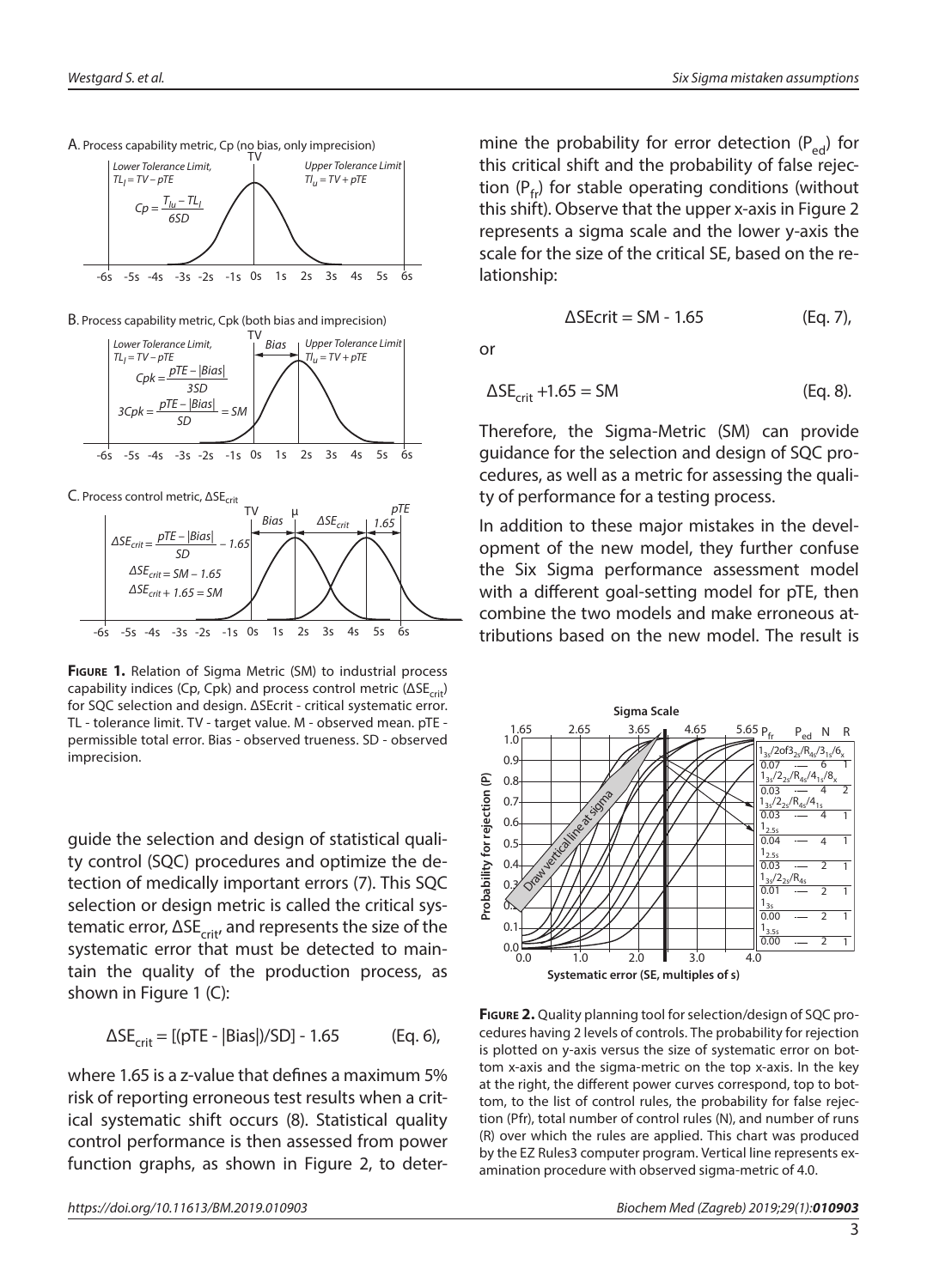**Figure 1.** Relation of Sigma Metric (SM) to industrial process capability indices (Cp, Cpk) and process control metric ($\Delta SE_{crit}$) for SQC selection and design. ΔSEcrit - critical systematic error. TL - tolerance limit. TV - target value. M - observed mean. pTE - permissible total error. Bias - observed trueness. SD - observed imprecision.

guide the selection and design of statistical quality control (SQC) procedures and optimize the detection of medically important errors (7). This SQC selection or design metric is called the critical systematic error, $\Delta SE_{crit}$, and represents the size of the systematic error that must be detected to maintain the quality of the production process, as shown in Figure 1 (C):

$$\Delta SE_{crit} = [(pTE - |Bias|)/SD] - 1.65 \qquad \text{(Eq. 6)},$$

where 1.65 is a z-value that defines a maximum 5% risk of reporting erroneous test results when a critical systematic shift occurs (8). Statistical quality control performance is then assessed from power function graphs, as shown in Figure 2, to determine the probability for error detection ($P_{ed}$) for this critical shift and the probability of false rejection ($P_{fr}$) for stable operating conditions (without this shift). Observe that the upper x-axis in Figure 2 represents a sigma scale and the lower y-axis the scale for the size of the critical SE, based on the relationship:

$$\Delta SEcrit = SM - 1.65 \qquad \text{(Eq. 7)},$$

or

$$\Delta SE_{crit} + 1.65 = SM \qquad \text{(Eq. 8)}.$$

Therefore, the Sigma-Metric (SM) can provide guidance for the selection and design of SQC procedures, as well as a metric for assessing the quality of performance for a testing process.

In addition to these major mistakes in the development of the new model, they further confuse the Six Sigma performance assessment model with a different goal-setting model for pTE, then combine the two models and make erroneous attributions based on the new model. The result is

**Figure 2.** Quality planning tool for selection/design of SQC procedures having 2 levels of controls. The probability for rejection is plotted on y-axis versus the size of systematic error on bottom x-axis and the sigma-metric on the top x-axis. In the key at the right, the different power curves correspond, top to bottom, to the list of control rules, the probability for false rejection (Pfr), total number of control rules (N), and number of runs (R) over which the rules are applied. This chart was produced by the EZ Rules3 computer program. Vertical line represents examination procedure with observed sigma-metric of 4.0.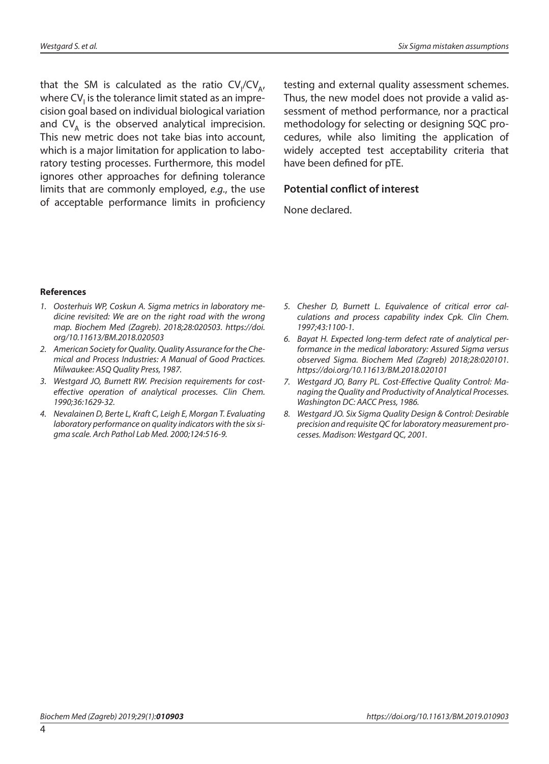that the SM is calculated as the ratio $CV_I/CV_A$, where $CV_I$ is the tolerance limit stated as an imprecision goal based on individual biological variation and $CV_A$ is the observed analytical imprecision. This new metric does not take bias into account, which is a major limitation for application to laboratory testing processes. Furthermore, this model ignores other approaches for defining tolerance limits that are commonly employed, *e.g.*, the use of acceptable performance limits in proficiency testing and external quality assessment schemes. Thus, the new model does not provide a valid assessment of method performance, nor a practical methodology for selecting or designing SQC procedures, while also limiting the application of widely accepted test acceptability criteria that have been defined for pTE.

## Potential conflict of interest

None declared.

### References

1. *Oosterhuis WP, Coskun A. Sigma metrics in laboratory medicine revisited: We are on the right road with the wrong map. Biochem Med (Zagreb). 2018;28:020503. https://doi.org/10.11613/BM.2018.020503*
2. *American Society for Quality. Quality Assurance for the Chemical and Process Industries: A Manual of Good Practices. Milwaukee: ASQ Quality Press, 1987.*
3. *Westgard JO, Burnett RW. Precision requirements for cost-effective operation of analytical processes. Clin Chem. 1990;36:1629-32.*
4. *Nevalainen D, Berte L, Kraft C, Leigh E, Morgan T. Evaluating laboratory performance on quality indicators with the six sigma scale. Arch Pathol Lab Med. 2000;124:516-9.*
5. *Chesher D, Burnett L. Equivalence of critical error calculations and process capability index Cpk. Clin Chem. 1997;43:1100-1.*
6. *Bayat H. Expected long-term defect rate of analytical performance in the medical laboratory: Assured Sigma versus observed Sigma. Biochem Med (Zagreb) 2018;28:020101. https://doi.org/10.11613/BM.2018.020101*
7. *Westgard JO, Barry PL. Cost-Effective Quality Control: Managing the Quality and Productivity of Analytical Processes. Washington DC: AACC Press, 1986.*
8. *Westgard JO. Six Sigma Quality Design & Control: Desirable precision and requisite QC for laboratory measurement processes. Madison: Westgard QC, 2001.*